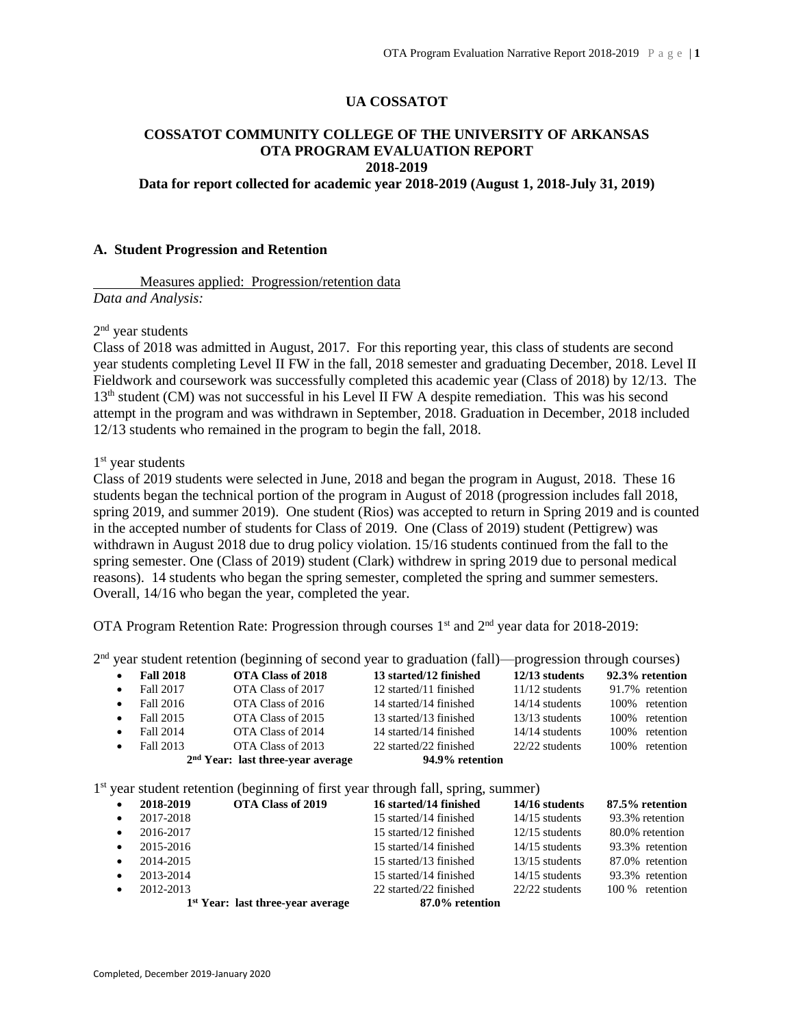# UA COSSATOT

## COSSATOT COMMUNITY COLLEGE OF THE UNIVERSITY OF ARKANSAS
## OTA PROGRAM EVALUATION REPORT
## 2018-2019

**Data for report collected for academic year 2018-2019 (August 1, 2018-July 31, 2019)**

### A. Student Progression and Retention

Measures applied: Progression/retention data

*Data and Analysis:*

2nd year students

Class of 2018 was admitted in August, 2017. For this reporting year, this class of students are second year students completing Level II FW in the fall, 2018 semester and graduating December, 2018. Level II Fieldwork and coursework was successfully completed this academic year (Class of 2018) by 12/13. The 13th student (CM) was not successful in his Level II FW A despite remediation. This was his second attempt in the program and was withdrawn in September, 2018. Graduation in December, 2018 included 12/13 students who remained in the program to begin the fall, 2018.

1st year students

Class of 2019 students were selected in June, 2018 and began the program in August, 2018. These 16 students began the technical portion of the program in August of 2018 (progression includes fall 2018, spring 2019, and summer 2019). One student (Rios) was accepted to return in Spring 2019 and is counted in the accepted number of students for Class of 2019. One (Class of 2019) student (Pettigrew) was withdrawn in August 2018 due to drug policy violation. 15/16 students continued from the fall to the spring semester. One (Class of 2019) student (Clark) withdrew in spring 2019 due to personal medical reasons). 14 students who began the spring semester, completed the spring and summer semesters. Overall, 14/16 who began the year, completed the year.

OTA Program Retention Rate: Progression through courses 1st and 2nd year data for 2018-2019:

2nd year student retention (beginning of second year to graduation (fall)—progression through courses)

| | | | | |
|---|---|---|---|---|
| **Fall 2018** | **OTA Class of 2018** | **13 started/12 finished** | **12/13 students** | **92.3% retention** |
| Fall 2017 | OTA Class of 2017 | 12 started/11 finished | 11/12 students | 91.7% retention |
| Fall 2016 | OTA Class of 2016 | 14 started/14 finished | 14/14 students | 100% retention |
| Fall 2015 | OTA Class of 2015 | 13 started/13 finished | 13/13 students | 100% retention |
| Fall 2014 | OTA Class of 2014 | 14 started/14 finished | 14/14 students | 100% retention |
| Fall 2013 | OTA Class of 2013 | 22 started/22 finished | 22/22 students | 100% retention |
| | **2nd Year: last three-year average** | **94.9% retention** | | |

1st year student retention (beginning of first year through fall, spring, summer)

| | | | | |
|---|---|---|---|---|
| **2018-2019** | **OTA Class of 2019** | **16 started/14 finished** | **14/16 students** | **87.5% retention** |
| 2017-2018 | | 15 started/14 finished | 14/15 students | 93.3% retention |
| 2016-2017 | | 15 started/12 finished | 12/15 students | 80.0% retention |
| 2015-2016 | | 15 started/14 finished | 14/15 students | 93.3% retention |
| 2014-2015 | | 15 started/13 finished | 13/15 students | 87.0% retention |
| 2013-2014 | | 15 started/14 finished | 14/15 students | 93.3% retention |
| 2012-2013 | | 22 started/22 finished | 22/22 students | 100 % retention |
| | **1st Year: last three-year average** | **87.0% retention** | | |

Completed, December 2019-January 2020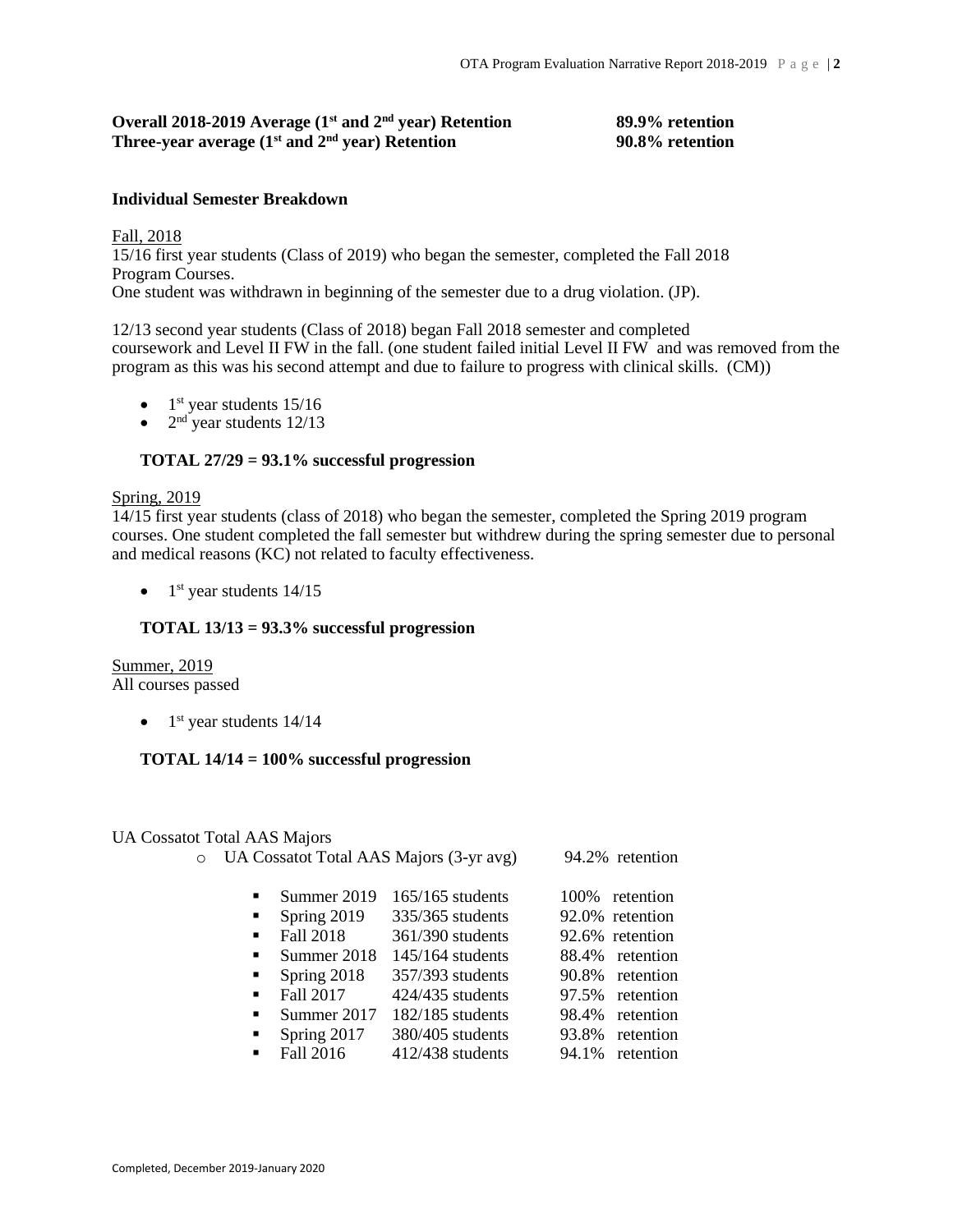**Overall 2018-2019 Average (1st and 2nd year) Retention** **89.9% retention**
**Three-year average (1st and 2nd year) Retention** **90.8% retention**

**Individual Semester Breakdown**

Fall, 2018
15/16 first year students (Class of 2019) who began the semester, completed the Fall 2018 Program Courses.
One student was withdrawn in beginning of the semester due to a drug violation. (JP).

12/13 second year students (Class of 2018) began Fall 2018 semester and completed coursework and Level II FW in the fall. (one student failed initial Level II FW and was removed from the program as this was his second attempt and due to failure to progress with clinical skills. (CM))

- 1st year students 15/16
- 2nd year students 12/13

**TOTAL 27/29 = 93.1% successful progression**

Spring, 2019
14/15 first year students (class of 2018) who began the semester, completed the Spring 2019 program courses. One student completed the fall semester but withdrew during the spring semester due to personal and medical reasons (KC) not related to faculty effectiveness.

- 1st year students 14/15

**TOTAL 13/13 = 93.3% successful progression**

Summer, 2019
All courses passed

- 1st year students 14/14

**TOTAL 14/14 = 100% successful progression**

UA Cossatot Total AAS Majors

- UA Cossatot Total AAS Majors (3-yr avg) 94.2% retention
  - Summer 2019 165/165 students 100% retention
  - Spring 2019 335/365 students 92.0% retention
  - Fall 2018 361/390 students 92.6% retention
  - Summer 2018 145/164 students 88.4% retention
  - Spring 2018 357/393 students 90.8% retention
  - Fall 2017 424/435 students 97.5% retention
  - Summer 2017 182/185 students 98.4% retention
  - Spring 2017 380/405 students 93.8% retention
  - Fall 2016 412/438 students 94.1% retention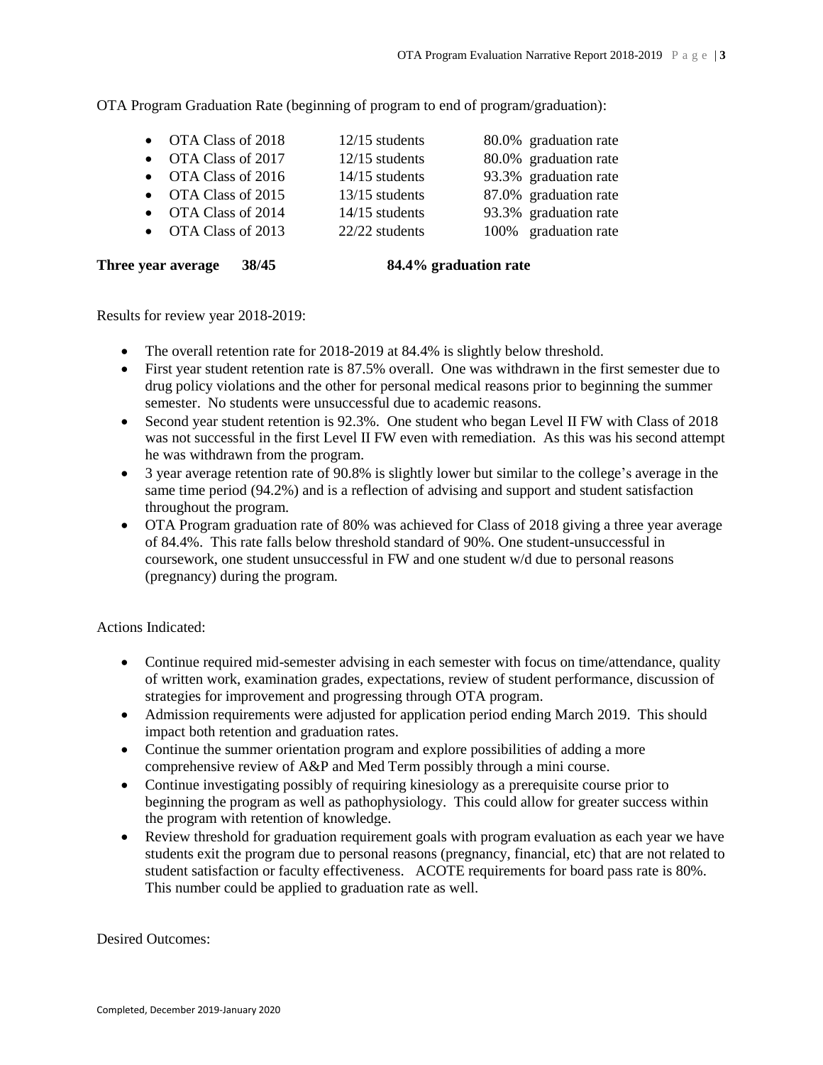OTA Program Graduation Rate (beginning of program to end of program/graduation):

- OTA Class of 2018 — 12/15 students — 80.0% graduation rate
- OTA Class of 2017 — 12/15 students — 80.0% graduation rate
- OTA Class of 2016 — 14/15 students — 93.3% graduation rate
- OTA Class of 2015 — 13/15 students — 87.0% graduation rate
- OTA Class of 2014 — 14/15 students — 93.3% graduation rate
- OTA Class of 2013 — 22/22 students — 100% graduation rate

**Three year average 38/45 84.4% graduation rate**

Results for review year 2018-2019:

- The overall retention rate for 2018-2019 at 84.4% is slightly below threshold.
- First year student retention rate is 87.5% overall. One was withdrawn in the first semester due to drug policy violations and the other for personal medical reasons prior to beginning the summer semester. No students were unsuccessful due to academic reasons.
- Second year student retention is 92.3%. One student who began Level II FW with Class of 2018 was not successful in the first Level II FW even with remediation. As this was his second attempt he was withdrawn from the program.
- 3 year average retention rate of 90.8% is slightly lower but similar to the college's average in the same time period (94.2%) and is a reflection of advising and support and student satisfaction throughout the program.
- OTA Program graduation rate of 80% was achieved for Class of 2018 giving a three year average of 84.4%. This rate falls below threshold standard of 90%. One student-unsuccessful in coursework, one student unsuccessful in FW and one student w/d due to personal reasons (pregnancy) during the program.

Actions Indicated:

- Continue required mid-semester advising in each semester with focus on time/attendance, quality of written work, examination grades, expectations, review of student performance, discussion of strategies for improvement and progressing through OTA program.
- Admission requirements were adjusted for application period ending March 2019. This should impact both retention and graduation rates.
- Continue the summer orientation program and explore possibilities of adding a more comprehensive review of A&P and Med Term possibly through a mini course.
- Continue investigating possibly of requiring kinesiology as a prerequisite course prior to beginning the program as well as pathophysiology. This could allow for greater success within the program with retention of knowledge.
- Review threshold for graduation requirement goals with program evaluation as each year we have students exit the program due to personal reasons (pregnancy, financial, etc) that are not related to student satisfaction or faculty effectiveness. ACOTE requirements for board pass rate is 80%. This number could be applied to graduation rate as well.

Desired Outcomes: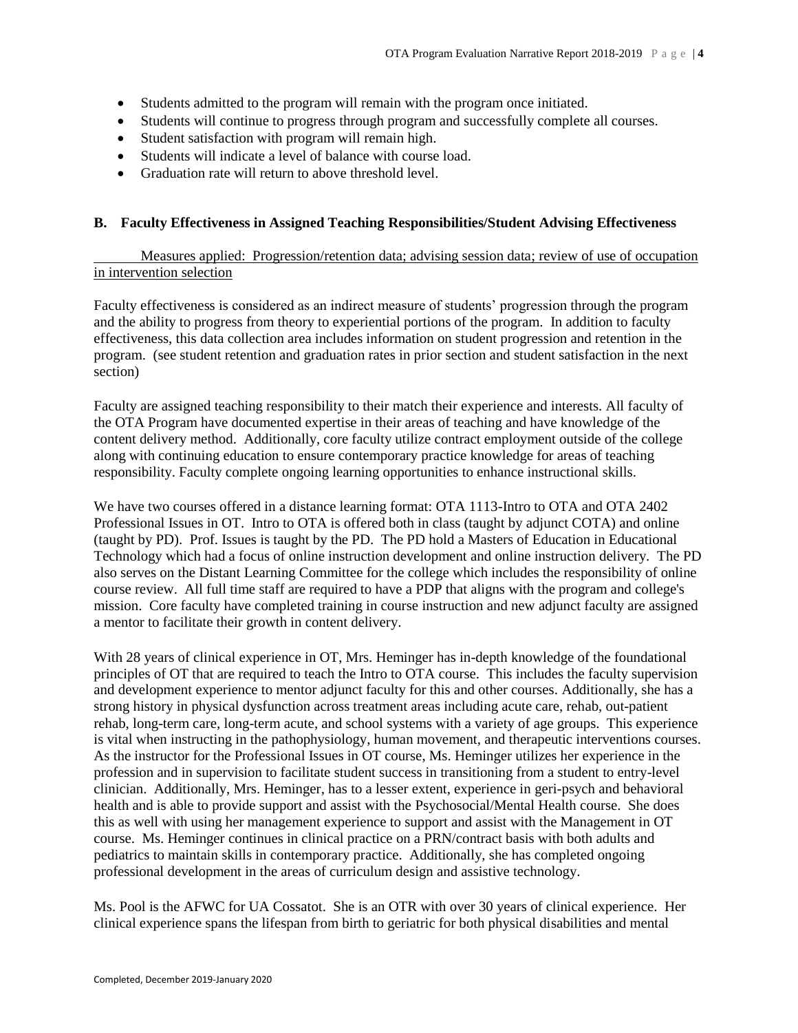- Students admitted to the program will remain with the program once initiated.
- Students will continue to progress through program and successfully complete all courses.
- Student satisfaction with program will remain high.
- Students will indicate a level of balance with course load.
- Graduation rate will return to above threshold level.

### B. Faculty Effectiveness in Assigned Teaching Responsibilities/Student Advising Effectiveness

<u>Measures applied: Progression/retention data; advising session data; review of use of occupation in intervention selection</u>

Faculty effectiveness is considered as an indirect measure of students' progression through the program and the ability to progress from theory to experiential portions of the program. In addition to faculty effectiveness, this data collection area includes information on student progression and retention in the program. (see student retention and graduation rates in prior section and student satisfaction in the next section)

Faculty are assigned teaching responsibility to their match their experience and interests. All faculty of the OTA Program have documented expertise in their areas of teaching and have knowledge of the content delivery method. Additionally, core faculty utilize contract employment outside of the college along with continuing education to ensure contemporary practice knowledge for areas of teaching responsibility. Faculty complete ongoing learning opportunities to enhance instructional skills.

We have two courses offered in a distance learning format: OTA 1113-Intro to OTA and OTA 2402 Professional Issues in OT. Intro to OTA is offered both in class (taught by adjunct COTA) and online (taught by PD). Prof. Issues is taught by the PD. The PD hold a Masters of Education in Educational Technology which had a focus of online instruction development and online instruction delivery. The PD also serves on the Distant Learning Committee for the college which includes the responsibility of online course review. All full time staff are required to have a PDP that aligns with the program and college's mission. Core faculty have completed training in course instruction and new adjunct faculty are assigned a mentor to facilitate their growth in content delivery.

With 28 years of clinical experience in OT, Mrs. Heminger has in-depth knowledge of the foundational principles of OT that are required to teach the Intro to OTA course. This includes the faculty supervision and development experience to mentor adjunct faculty for this and other courses. Additionally, she has a strong history in physical dysfunction across treatment areas including acute care, rehab, out-patient rehab, long-term care, long-term acute, and school systems with a variety of age groups. This experience is vital when instructing in the pathophysiology, human movement, and therapeutic interventions courses. As the instructor for the Professional Issues in OT course, Ms. Heminger utilizes her experience in the profession and in supervision to facilitate student success in transitioning from a student to entry-level clinician. Additionally, Mrs. Heminger, has to a lesser extent, experience in geri-psych and behavioral health and is able to provide support and assist with the Psychosocial/Mental Health course. She does this as well with using her management experience to support and assist with the Management in OT course. Ms. Heminger continues in clinical practice on a PRN/contract basis with both adults and pediatrics to maintain skills in contemporary practice. Additionally, she has completed ongoing professional development in the areas of curriculum design and assistive technology.

Ms. Pool is the AFWC for UA Cossatot. She is an OTR with over 30 years of clinical experience. Her clinical experience spans the lifespan from birth to geriatric for both physical disabilities and mental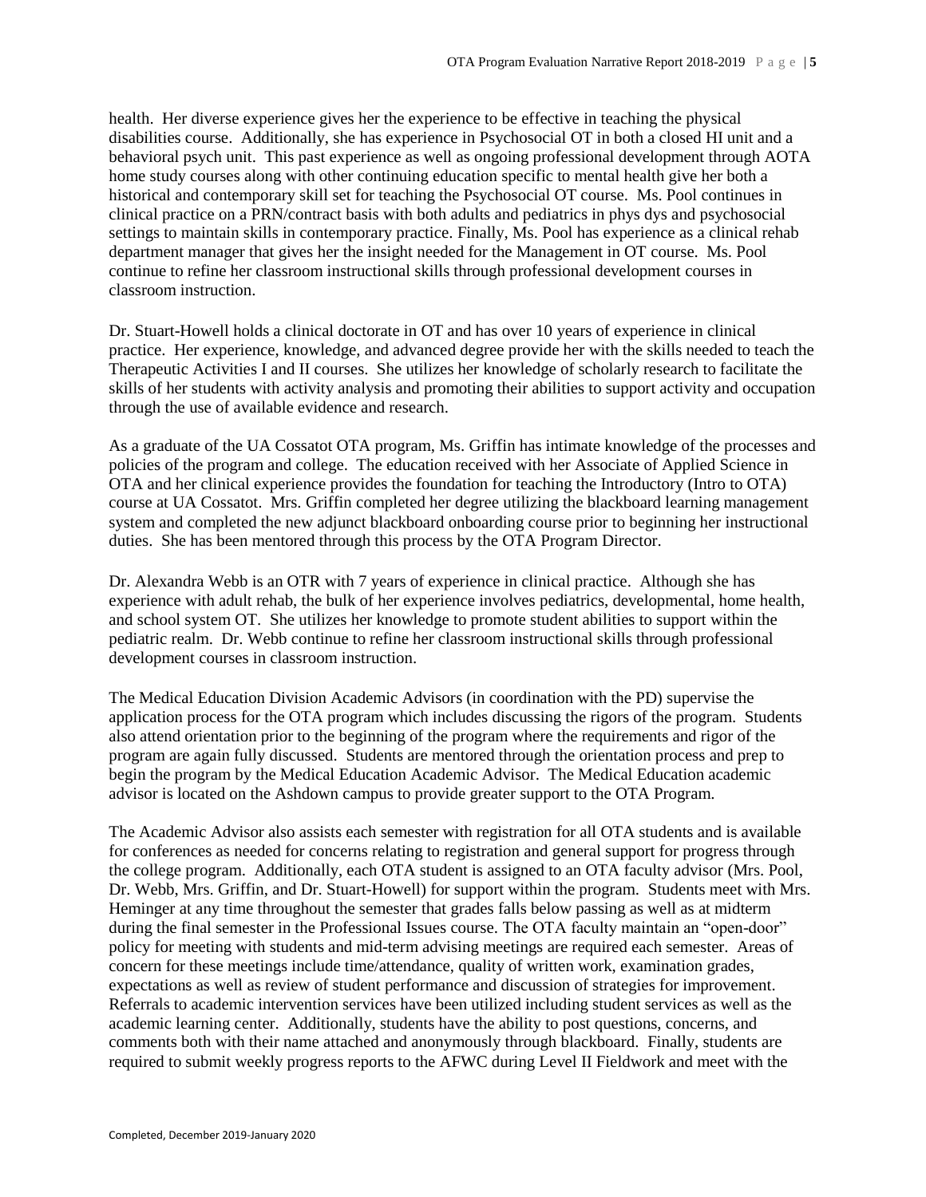health. Her diverse experience gives her the experience to be effective in teaching the physical disabilities course. Additionally, she has experience in Psychosocial OT in both a closed HI unit and a behavioral psych unit. This past experience as well as ongoing professional development through AOTA home study courses along with other continuing education specific to mental health give her both a historical and contemporary skill set for teaching the Psychosocial OT course. Ms. Pool continues in clinical practice on a PRN/contract basis with both adults and pediatrics in phys dys and psychosocial settings to maintain skills in contemporary practice. Finally, Ms. Pool has experience as a clinical rehab department manager that gives her the insight needed for the Management in OT course. Ms. Pool continue to refine her classroom instructional skills through professional development courses in classroom instruction.

Dr. Stuart-Howell holds a clinical doctorate in OT and has over 10 years of experience in clinical practice. Her experience, knowledge, and advanced degree provide her with the skills needed to teach the Therapeutic Activities I and II courses. She utilizes her knowledge of scholarly research to facilitate the skills of her students with activity analysis and promoting their abilities to support activity and occupation through the use of available evidence and research.

As a graduate of the UA Cossatot OTA program, Ms. Griffin has intimate knowledge of the processes and policies of the program and college. The education received with her Associate of Applied Science in OTA and her clinical experience provides the foundation for teaching the Introductory (Intro to OTA) course at UA Cossatot. Mrs. Griffin completed her degree utilizing the blackboard learning management system and completed the new adjunct blackboard onboarding course prior to beginning her instructional duties. She has been mentored through this process by the OTA Program Director.

Dr. Alexandra Webb is an OTR with 7 years of experience in clinical practice. Although she has experience with adult rehab, the bulk of her experience involves pediatrics, developmental, home health, and school system OT. She utilizes her knowledge to promote student abilities to support within the pediatric realm. Dr. Webb continue to refine her classroom instructional skills through professional development courses in classroom instruction.

The Medical Education Division Academic Advisors (in coordination with the PD) supervise the application process for the OTA program which includes discussing the rigors of the program. Students also attend orientation prior to the beginning of the program where the requirements and rigor of the program are again fully discussed. Students are mentored through the orientation process and prep to begin the program by the Medical Education Academic Advisor. The Medical Education academic advisor is located on the Ashdown campus to provide greater support to the OTA Program.

The Academic Advisor also assists each semester with registration for all OTA students and is available for conferences as needed for concerns relating to registration and general support for progress through the college program. Additionally, each OTA student is assigned to an OTA faculty advisor (Mrs. Pool, Dr. Webb, Mrs. Griffin, and Dr. Stuart-Howell) for support within the program. Students meet with Mrs. Heminger at any time throughout the semester that grades falls below passing as well as at midterm during the final semester in the Professional Issues course. The OTA faculty maintain an "open-door" policy for meeting with students and mid-term advising meetings are required each semester. Areas of concern for these meetings include time/attendance, quality of written work, examination grades, expectations as well as review of student performance and discussion of strategies for improvement. Referrals to academic intervention services have been utilized including student services as well as the academic learning center. Additionally, students have the ability to post questions, concerns, and comments both with their name attached and anonymously through blackboard. Finally, students are required to submit weekly progress reports to the AFWC during Level II Fieldwork and meet with the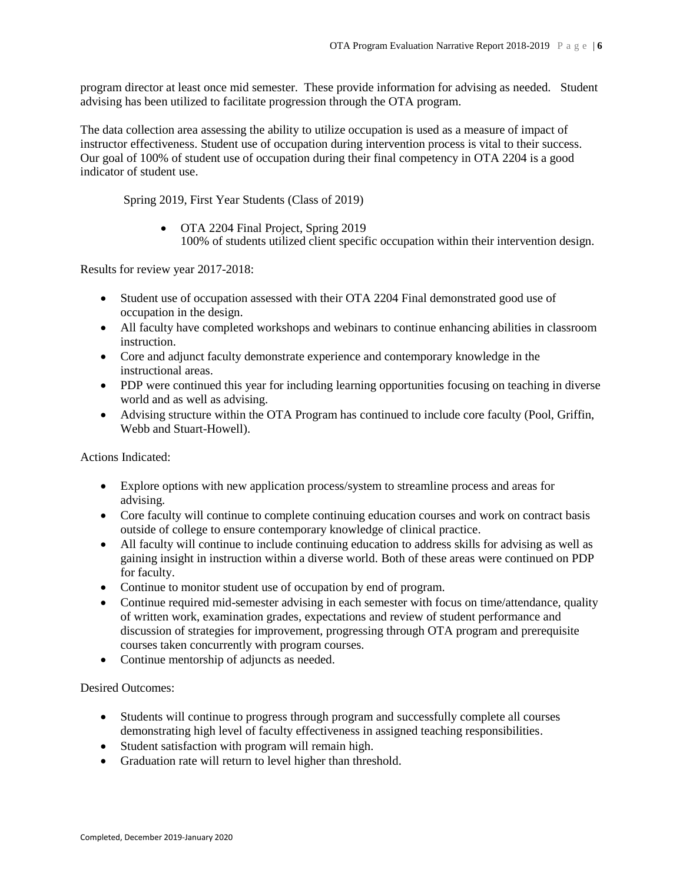program director at least once mid semester. These provide information for advising as needed. Student advising has been utilized to facilitate progression through the OTA program.

The data collection area assessing the ability to utilize occupation is used as a measure of impact of instructor effectiveness. Student use of occupation during intervention process is vital to their success. Our goal of 100% of student use of occupation during their final competency in OTA 2204 is a good indicator of student use.

Spring 2019, First Year Students (Class of 2019)

- OTA 2204 Final Project, Spring 2019
  100% of students utilized client specific occupation within their intervention design.

Results for review year 2017-2018:

- Student use of occupation assessed with their OTA 2204 Final demonstrated good use of occupation in the design.
- All faculty have completed workshops and webinars to continue enhancing abilities in classroom instruction.
- Core and adjunct faculty demonstrate experience and contemporary knowledge in the instructional areas.
- PDP were continued this year for including learning opportunities focusing on teaching in diverse world and as well as advising.
- Advising structure within the OTA Program has continued to include core faculty (Pool, Griffin, Webb and Stuart-Howell).

Actions Indicated:

- Explore options with new application process/system to streamline process and areas for advising.
- Core faculty will continue to complete continuing education courses and work on contract basis outside of college to ensure contemporary knowledge of clinical practice.
- All faculty will continue to include continuing education to address skills for advising as well as gaining insight in instruction within a diverse world. Both of these areas were continued on PDP for faculty.
- Continue to monitor student use of occupation by end of program.
- Continue required mid-semester advising in each semester with focus on time/attendance, quality of written work, examination grades, expectations and review of student performance and discussion of strategies for improvement, progressing through OTA program and prerequisite courses taken concurrently with program courses.
- Continue mentorship of adjuncts as needed.

Desired Outcomes:

- Students will continue to progress through program and successfully complete all courses demonstrating high level of faculty effectiveness in assigned teaching responsibilities.
- Student satisfaction with program will remain high.
- Graduation rate will return to level higher than threshold.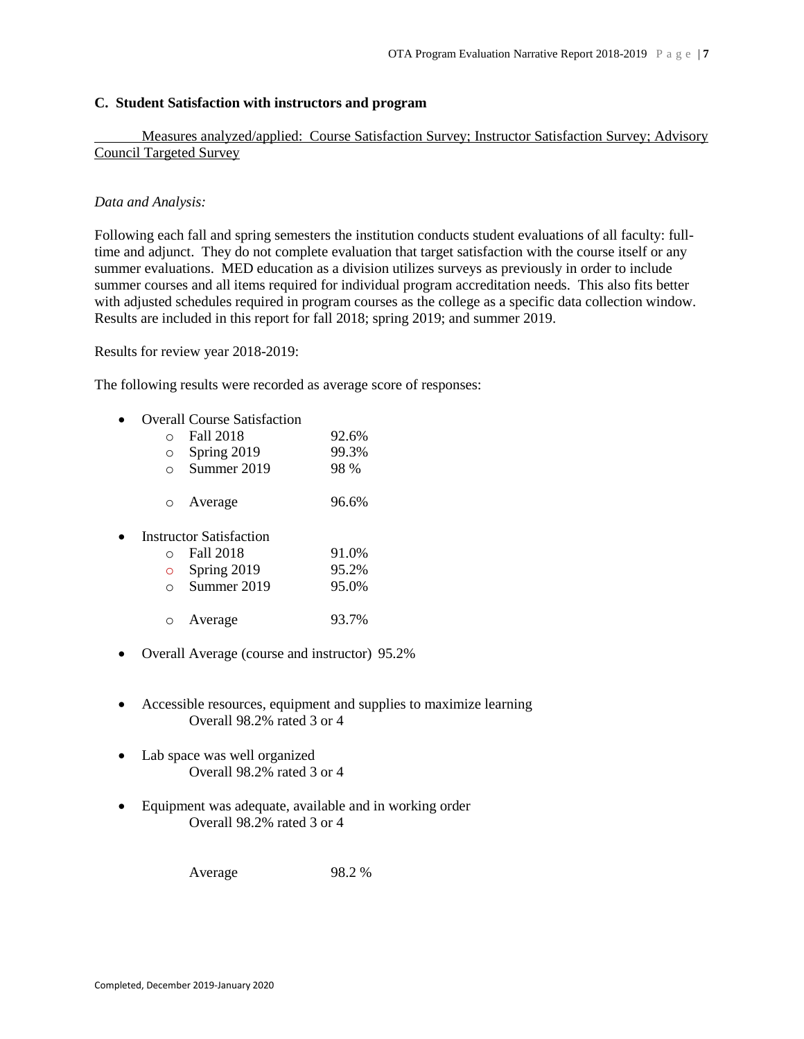### C. Student Satisfaction with instructors and program

Measures analyzed/applied: Course Satisfaction Survey; Instructor Satisfaction Survey; Advisory Council Targeted Survey

*Data and Analysis:*

Following each fall and spring semesters the institution conducts student evaluations of all faculty: full-time and adjunct. They do not complete evaluation that target satisfaction with the course itself or any summer evaluations. MED education as a division utilizes surveys as previously in order to include summer courses and all items required for individual program accreditation needs. This also fits better with adjusted schedules required in program courses as the college as a specific data collection window. Results are included in this report for fall 2018; spring 2019; and summer 2019.

Results for review year 2018-2019:

The following results were recorded as average score of responses:

- Overall Course Satisfaction
  - Fall 2018 92.6%
  - Spring 2019 99.3%
  - Summer 2019 98 %
  - Average 96.6%
- Instructor Satisfaction
  - Fall 2018 91.0%
  - Spring 2019 95.2%
  - Summer 2019 95.0%
  - Average 93.7%
- Overall Average (course and instructor) 95.2%
- Accessible resources, equipment and supplies to maximize learning
  Overall 98.2% rated 3 or 4
- Lab space was well organized
  Overall 98.2% rated 3 or 4
- Equipment was adequate, available and in working order
  Overall 98.2% rated 3 or 4

Average 98.2 %

Completed, December 2019-January 2020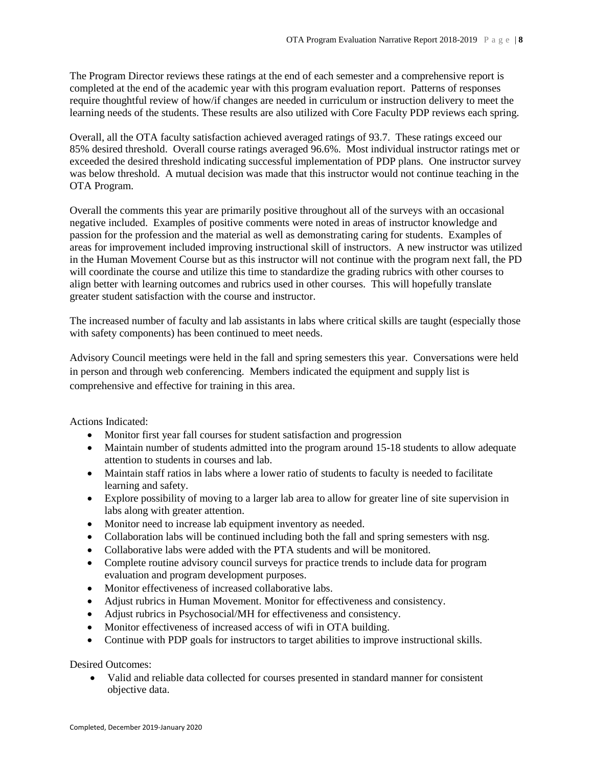The Program Director reviews these ratings at the end of each semester and a comprehensive report is completed at the end of the academic year with this program evaluation report. Patterns of responses require thoughtful review of how/if changes are needed in curriculum or instruction delivery to meet the learning needs of the students. These results are also utilized with Core Faculty PDP reviews each spring.

Overall, all the OTA faculty satisfaction achieved averaged ratings of 93.7. These ratings exceed our 85% desired threshold. Overall course ratings averaged 96.6%. Most individual instructor ratings met or exceeded the desired threshold indicating successful implementation of PDP plans. One instructor survey was below threshold. A mutual decision was made that this instructor would not continue teaching in the OTA Program.

Overall the comments this year are primarily positive throughout all of the surveys with an occasional negative included. Examples of positive comments were noted in areas of instructor knowledge and passion for the profession and the material as well as demonstrating caring for students. Examples of areas for improvement included improving instructional skill of instructors. A new instructor was utilized in the Human Movement Course but as this instructor will not continue with the program next fall, the PD will coordinate the course and utilize this time to standardize the grading rubrics with other courses to align better with learning outcomes and rubrics used in other courses. This will hopefully translate greater student satisfaction with the course and instructor.

The increased number of faculty and lab assistants in labs where critical skills are taught (especially those with safety components) has been continued to meet needs.

Advisory Council meetings were held in the fall and spring semesters this year. Conversations were held in person and through web conferencing. Members indicated the equipment and supply list is comprehensive and effective for training in this area.

Actions Indicated:

- Monitor first year fall courses for student satisfaction and progression
- Maintain number of students admitted into the program around 15-18 students to allow adequate attention to students in courses and lab.
- Maintain staff ratios in labs where a lower ratio of students to faculty is needed to facilitate learning and safety.
- Explore possibility of moving to a larger lab area to allow for greater line of site supervision in labs along with greater attention.
- Monitor need to increase lab equipment inventory as needed.
- Collaboration labs will be continued including both the fall and spring semesters with nsg.
- Collaborative labs were added with the PTA students and will be monitored.
- Complete routine advisory council surveys for practice trends to include data for program evaluation and program development purposes.
- Monitor effectiveness of increased collaborative labs.
- Adjust rubrics in Human Movement. Monitor for effectiveness and consistency.
- Adjust rubrics in Psychosocial/MH for effectiveness and consistency.
- Monitor effectiveness of increased access of wifi in OTA building.
- Continue with PDP goals for instructors to target abilities to improve instructional skills.

Desired Outcomes:

- Valid and reliable data collected for courses presented in standard manner for consistent objective data.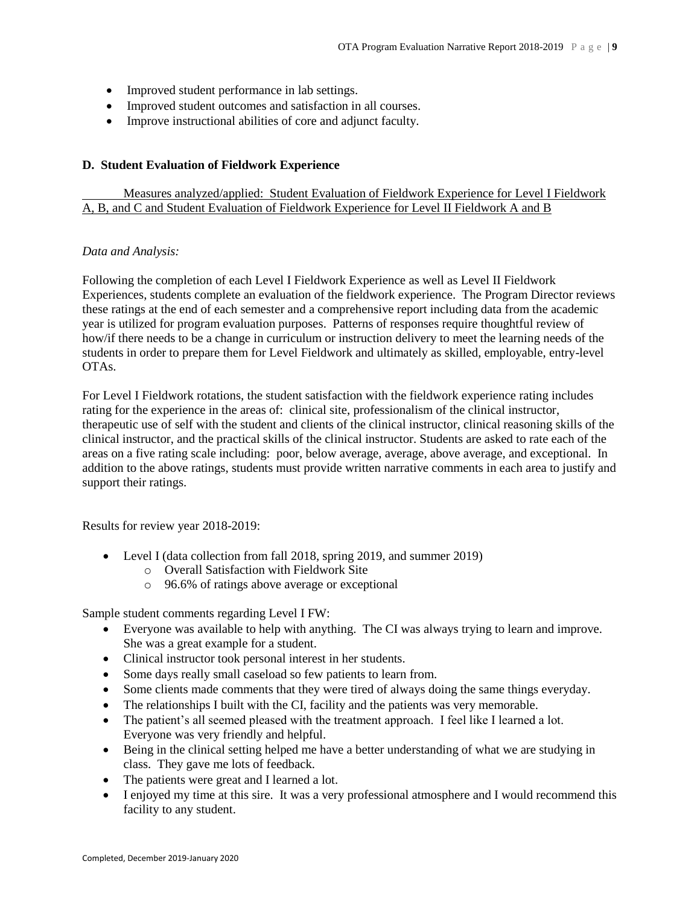- Improved student performance in lab settings.
- Improved student outcomes and satisfaction in all courses.
- Improve instructional abilities of core and adjunct faculty.

### D. Student Evaluation of Fieldwork Experience

Measures analyzed/applied: Student Evaluation of Fieldwork Experience for Level I Fieldwork A, B, and C and Student Evaluation of Fieldwork Experience for Level II Fieldwork A and B

*Data and Analysis:*

Following the completion of each Level I Fieldwork Experience as well as Level II Fieldwork Experiences, students complete an evaluation of the fieldwork experience. The Program Director reviews these ratings at the end of each semester and a comprehensive report including data from the academic year is utilized for program evaluation purposes. Patterns of responses require thoughtful review of how/if there needs to be a change in curriculum or instruction delivery to meet the learning needs of the students in order to prepare them for Level Fieldwork and ultimately as skilled, employable, entry-level OTAs.

For Level I Fieldwork rotations, the student satisfaction with the fieldwork experience rating includes rating for the experience in the areas of: clinical site, professionalism of the clinical instructor, therapeutic use of self with the student and clients of the clinical instructor, clinical reasoning skills of the clinical instructor, and the practical skills of the clinical instructor. Students are asked to rate each of the areas on a five rating scale including: poor, below average, average, above average, and exceptional. In addition to the above ratings, students must provide written narrative comments in each area to justify and support their ratings.

Results for review year 2018-2019:

- Level I (data collection from fall 2018, spring 2019, and summer 2019)
  - Overall Satisfaction with Fieldwork Site
  - 96.6% of ratings above average or exceptional

Sample student comments regarding Level I FW:

- Everyone was available to help with anything. The CI was always trying to learn and improve. She was a great example for a student.
- Clinical instructor took personal interest in her students.
- Some days really small caseload so few patients to learn from.
- Some clients made comments that they were tired of always doing the same things everyday.
- The relationships I built with the CI, facility and the patients was very memorable.
- The patient's all seemed pleased with the treatment approach. I feel like I learned a lot. Everyone was very friendly and helpful.
- Being in the clinical setting helped me have a better understanding of what we are studying in class. They gave me lots of feedback.
- The patients were great and I learned a lot.
- I enjoyed my time at this sire. It was a very professional atmosphere and I would recommend this facility to any student.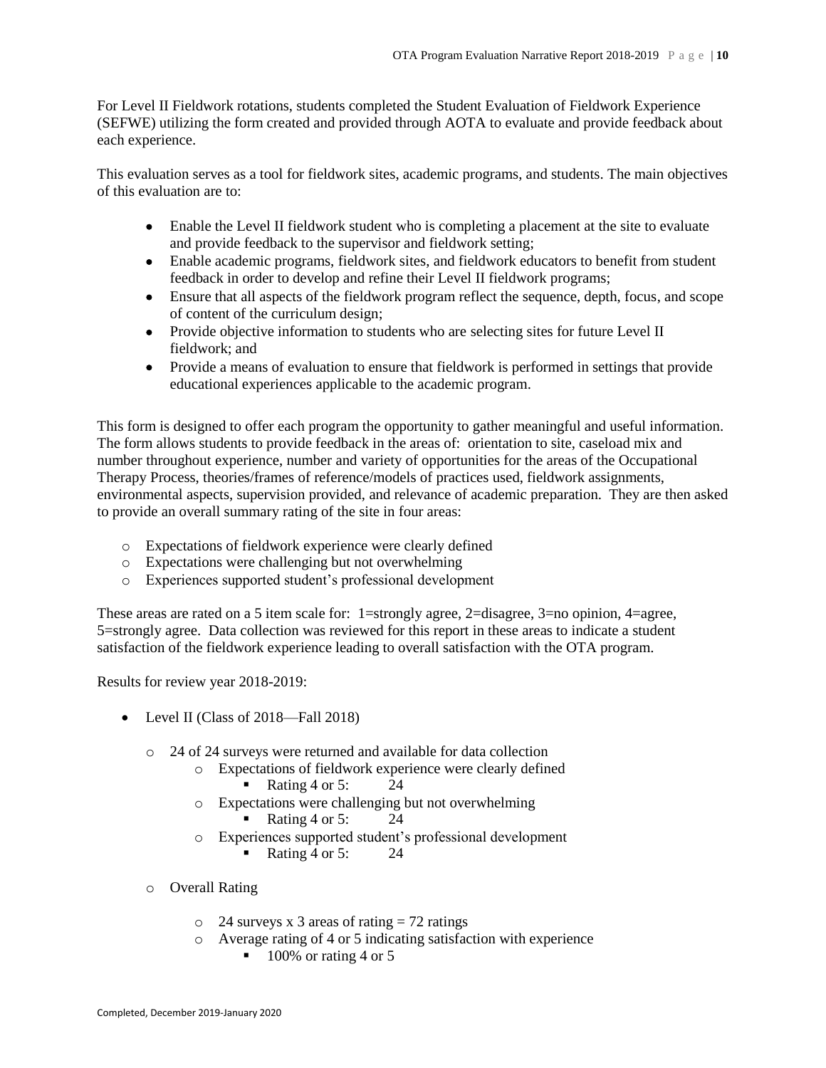For Level II Fieldwork rotations, students completed the Student Evaluation of Fieldwork Experience (SEFWE) utilizing the form created and provided through AOTA to evaluate and provide feedback about each experience.

This evaluation serves as a tool for fieldwork sites, academic programs, and students. The main objectives of this evaluation are to:

- Enable the Level II fieldwork student who is completing a placement at the site to evaluate and provide feedback to the supervisor and fieldwork setting;
- Enable academic programs, fieldwork sites, and fieldwork educators to benefit from student feedback in order to develop and refine their Level II fieldwork programs;
- Ensure that all aspects of the fieldwork program reflect the sequence, depth, focus, and scope of content of the curriculum design;
- Provide objective information to students who are selecting sites for future Level II fieldwork; and
- Provide a means of evaluation to ensure that fieldwork is performed in settings that provide educational experiences applicable to the academic program.

This form is designed to offer each program the opportunity to gather meaningful and useful information. The form allows students to provide feedback in the areas of: orientation to site, caseload mix and number throughout experience, number and variety of opportunities for the areas of the Occupational Therapy Process, theories/frames of reference/models of practices used, fieldwork assignments, environmental aspects, supervision provided, and relevance of academic preparation. They are then asked to provide an overall summary rating of the site in four areas:

- Expectations of fieldwork experience were clearly defined
- Expectations were challenging but not overwhelming
- Experiences supported student's professional development

These areas are rated on a 5 item scale for: 1=strongly agree, 2=disagree, 3=no opinion, 4=agree, 5=strongly agree. Data collection was reviewed for this report in these areas to indicate a student satisfaction of the fieldwork experience leading to overall satisfaction with the OTA program.

Results for review year 2018-2019:

- Level II (Class of 2018—Fall 2018)
  - 24 of 24 surveys were returned and available for data collection
    - Expectations of fieldwork experience were clearly defined
      - Rating 4 or 5: 24
    - Expectations were challenging but not overwhelming
      - Rating 4 or 5: 24
    - Experiences supported student's professional development
      - Rating 4 or 5: 24
  - Overall Rating
    - 24 surveys x 3 areas of rating = 72 ratings
    - Average rating of 4 or 5 indicating satisfaction with experience
      - 100% or rating 4 or 5

Completed, December 2019-January 2020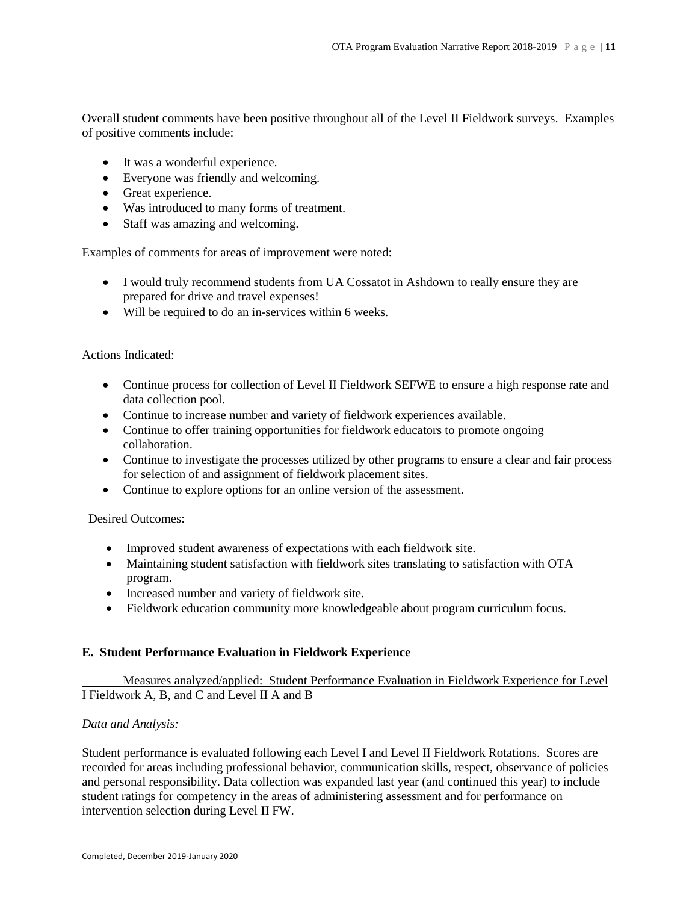Overall student comments have been positive throughout all of the Level II Fieldwork surveys. Examples of positive comments include:

- It was a wonderful experience.
- Everyone was friendly and welcoming.
- Great experience.
- Was introduced to many forms of treatment.
- Staff was amazing and welcoming.

Examples of comments for areas of improvement were noted:

- I would truly recommend students from UA Cossatot in Ashdown to really ensure they are prepared for drive and travel expenses!
- Will be required to do an in-services within 6 weeks.

Actions Indicated:

- Continue process for collection of Level II Fieldwork SEFWE to ensure a high response rate and data collection pool.
- Continue to increase number and variety of fieldwork experiences available.
- Continue to offer training opportunities for fieldwork educators to promote ongoing collaboration.
- Continue to investigate the processes utilized by other programs to ensure a clear and fair process for selection of and assignment of fieldwork placement sites.
- Continue to explore options for an online version of the assessment.

Desired Outcomes:

- Improved student awareness of expectations with each fieldwork site.
- Maintaining student satisfaction with fieldwork sites translating to satisfaction with OTA program.
- Increased number and variety of fieldwork site.
- Fieldwork education community more knowledgeable about program curriculum focus.

### E. Student Performance Evaluation in Fieldwork Experience

Measures analyzed/applied: Student Performance Evaluation in Fieldwork Experience for Level I Fieldwork A, B, and C and Level II A and B

*Data and Analysis:*

Student performance is evaluated following each Level I and Level II Fieldwork Rotations. Scores are recorded for areas including professional behavior, communication skills, respect, observance of policies and personal responsibility. Data collection was expanded last year (and continued this year) to include student ratings for competency in the areas of administering assessment and for performance on intervention selection during Level II FW.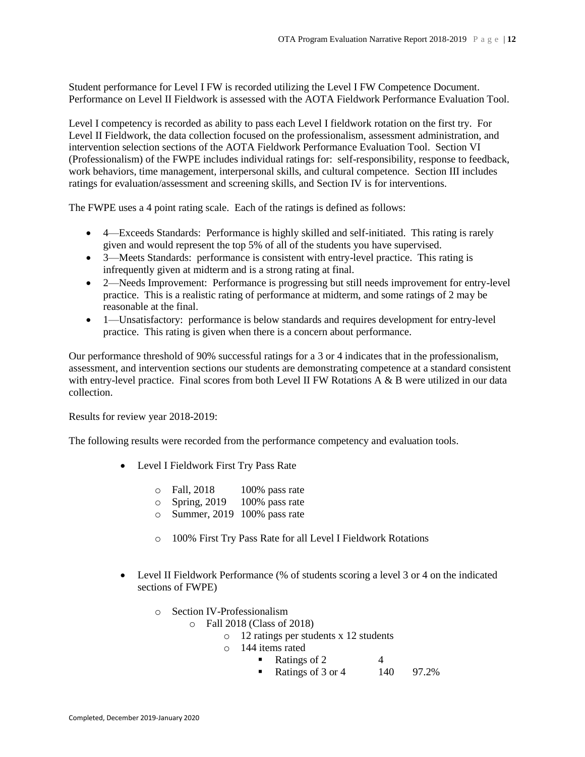Student performance for Level I FW is recorded utilizing the Level I FW Competence Document. Performance on Level II Fieldwork is assessed with the AOTA Fieldwork Performance Evaluation Tool.

Level I competency is recorded as ability to pass each Level I fieldwork rotation on the first try. For Level II Fieldwork, the data collection focused on the professionalism, assessment administration, and intervention selection sections of the AOTA Fieldwork Performance Evaluation Tool. Section VI (Professionalism) of the FWPE includes individual ratings for: self-responsibility, response to feedback, work behaviors, time management, interpersonal skills, and cultural competence. Section III includes ratings for evaluation/assessment and screening skills, and Section IV is for interventions.

The FWPE uses a 4 point rating scale. Each of the ratings is defined as follows:

- 4—Exceeds Standards: Performance is highly skilled and self-initiated. This rating is rarely given and would represent the top 5% of all of the students you have supervised.
- 3—Meets Standards: performance is consistent with entry-level practice. This rating is infrequently given at midterm and is a strong rating at final.
- 2—Needs Improvement: Performance is progressing but still needs improvement for entry-level practice. This is a realistic rating of performance at midterm, and some ratings of 2 may be reasonable at the final.
- 1—Unsatisfactory: performance is below standards and requires development for entry-level practice. This rating is given when there is a concern about performance.

Our performance threshold of 90% successful ratings for a 3 or 4 indicates that in the professionalism, assessment, and intervention sections our students are demonstrating competence at a standard consistent with entry-level practice. Final scores from both Level II FW Rotations A & B were utilized in our data collection.

Results for review year 2018-2019:

The following results were recorded from the performance competency and evaluation tools.

- Level I Fieldwork First Try Pass Rate
  - Fall, 2018 100% pass rate
  - Spring, 2019 100% pass rate
  - Summer, 2019 100% pass rate
  - 100% First Try Pass Rate for all Level I Fieldwork Rotations

- Level II Fieldwork Performance (% of students scoring a level 3 or 4 on the indicated sections of FWPE)
  - Section IV-Professionalism
    - Fall 2018 (Class of 2018)
      - 12 ratings per students x 12 students
      - 144 items rated
        - Ratings of 2 4
        - Ratings of 3 or 4 140 97.2%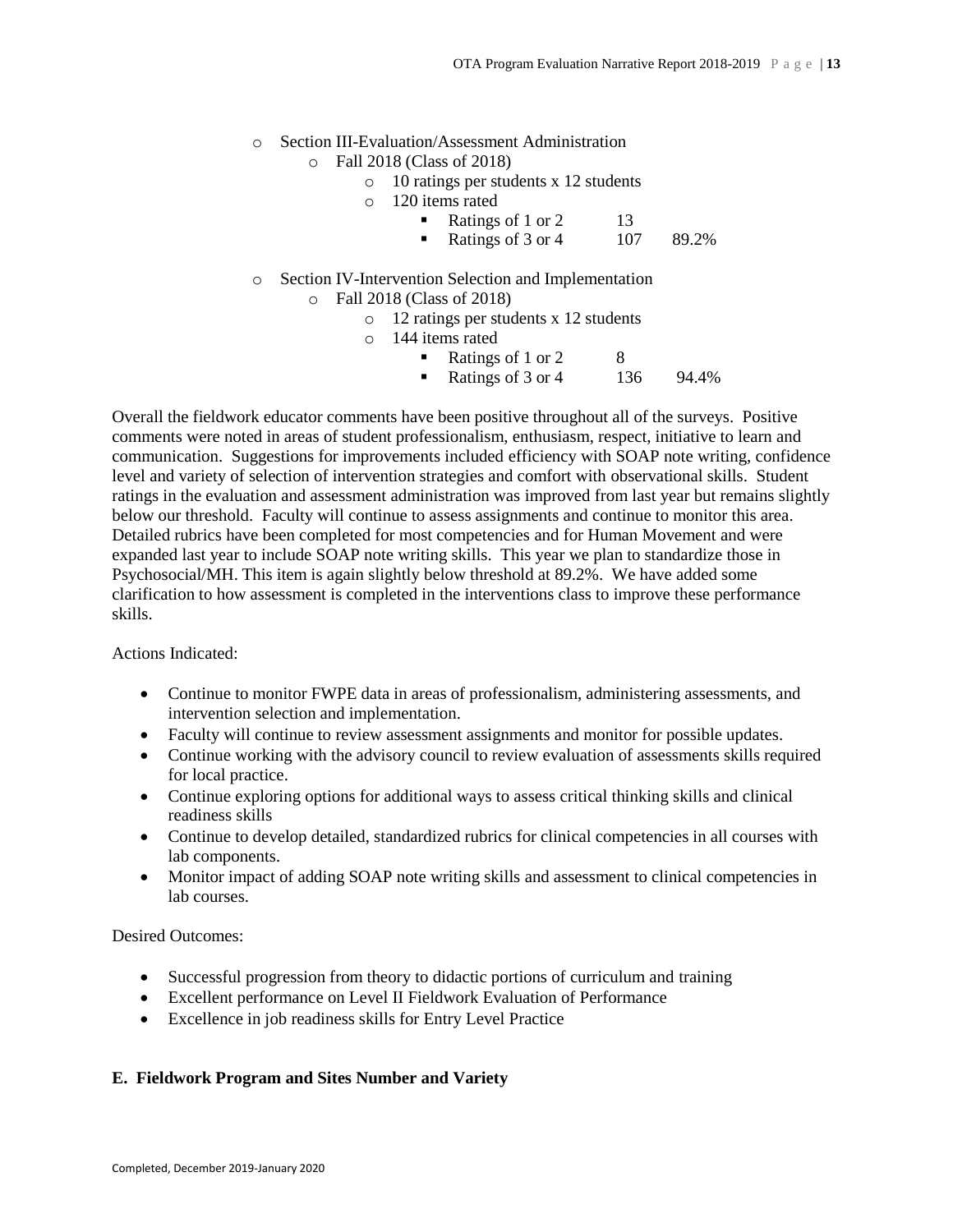- Section III-Evaluation/Assessment Administration
  - Fall 2018 (Class of 2018)
    - 10 ratings per students x 12 students
    - 120 items rated
      - Ratings of 1 or 2 13
      - Ratings of 3 or 4 107 89.2%

- Section IV-Intervention Selection and Implementation
  - Fall 2018 (Class of 2018)
    - 12 ratings per students x 12 students
    - 144 items rated
      - Ratings of 1 or 2 8
      - Ratings of 3 or 4 136 94.4%

Overall the fieldwork educator comments have been positive throughout all of the surveys. Positive comments were noted in areas of student professionalism, enthusiasm, respect, initiative to learn and communication. Suggestions for improvements included efficiency with SOAP note writing, confidence level and variety of selection of intervention strategies and comfort with observational skills. Student ratings in the evaluation and assessment administration was improved from last year but remains slightly below our threshold. Faculty will continue to assess assignments and continue to monitor this area. Detailed rubrics have been completed for most competencies and for Human Movement and were expanded last year to include SOAP note writing skills. This year we plan to standardize those in Psychosocial/MH. This item is again slightly below threshold at 89.2%. We have added some clarification to how assessment is completed in the interventions class to improve these performance skills.

Actions Indicated:

- Continue to monitor FWPE data in areas of professionalism, administering assessments, and intervention selection and implementation.
- Faculty will continue to review assessment assignments and monitor for possible updates.
- Continue working with the advisory council to review evaluation of assessments skills required for local practice.
- Continue exploring options for additional ways to assess critical thinking skills and clinical readiness skills
- Continue to develop detailed, standardized rubrics for clinical competencies in all courses with lab components.
- Monitor impact of adding SOAP note writing skills and assessment to clinical competencies in lab courses.

Desired Outcomes:

- Successful progression from theory to didactic portions of curriculum and training
- Excellent performance on Level II Fieldwork Evaluation of Performance
- Excellence in job readiness skills for Entry Level Practice

**E. Fieldwork Program and Sites Number and Variety**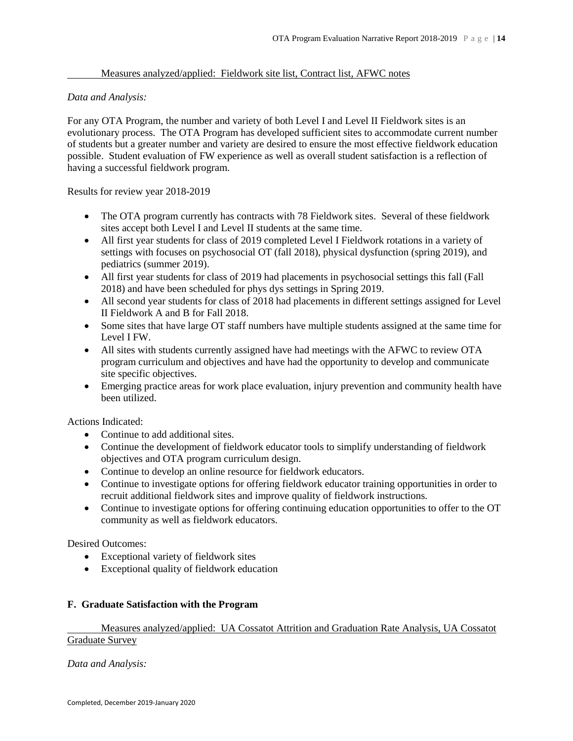Measures analyzed/applied: Fieldwork site list, Contract list, AFWC notes

*Data and Analysis:*

For any OTA Program, the number and variety of both Level I and Level II Fieldwork sites is an evolutionary process. The OTA Program has developed sufficient sites to accommodate current number of students but a greater number and variety are desired to ensure the most effective fieldwork education possible. Student evaluation of FW experience as well as overall student satisfaction is a reflection of having a successful fieldwork program.

Results for review year 2018-2019

- The OTA program currently has contracts with 78 Fieldwork sites. Several of these fieldwork sites accept both Level I and Level II students at the same time.
- All first year students for class of 2019 completed Level I Fieldwork rotations in a variety of settings with focuses on psychosocial OT (fall 2018), physical dysfunction (spring 2019), and pediatrics (summer 2019).
- All first year students for class of 2019 had placements in psychosocial settings this fall (Fall 2018) and have been scheduled for phys dys settings in Spring 2019.
- All second year students for class of 2018 had placements in different settings assigned for Level II Fieldwork A and B for Fall 2018.
- Some sites that have large OT staff numbers have multiple students assigned at the same time for Level I FW.
- All sites with students currently assigned have had meetings with the AFWC to review OTA program curriculum and objectives and have had the opportunity to develop and communicate site specific objectives.
- Emerging practice areas for work place evaluation, injury prevention and community health have been utilized.

Actions Indicated:

- Continue to add additional sites.
- Continue the development of fieldwork educator tools to simplify understanding of fieldwork objectives and OTA program curriculum design.
- Continue to develop an online resource for fieldwork educators.
- Continue to investigate options for offering fieldwork educator training opportunities in order to recruit additional fieldwork sites and improve quality of fieldwork instructions.
- Continue to investigate options for offering continuing education opportunities to offer to the OT community as well as fieldwork educators.

Desired Outcomes:

- Exceptional variety of fieldwork sites
- Exceptional quality of fieldwork education

## F. Graduate Satisfaction with the Program

Measures analyzed/applied: UA Cossatot Attrition and Graduation Rate Analysis, UA Cossatot Graduate Survey

*Data and Analysis:*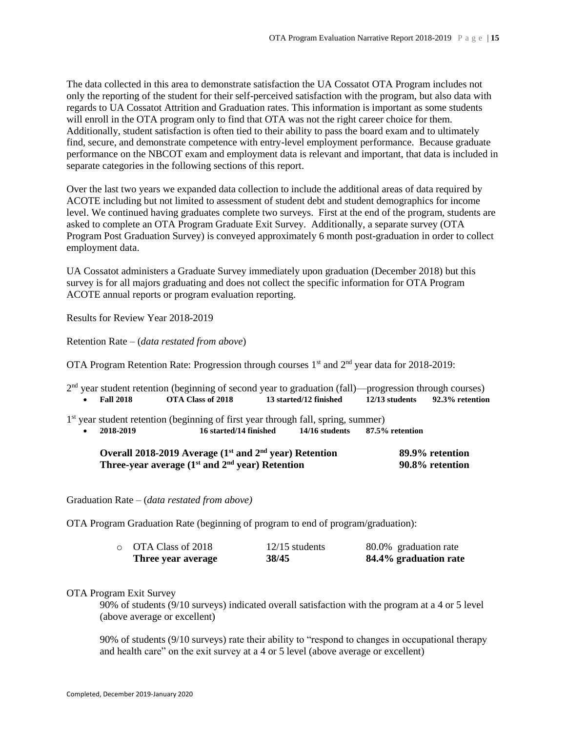The data collected in this area to demonstrate satisfaction the UA Cossatot OTA Program includes not only the reporting of the student for their self-perceived satisfaction with the program, but also data with regards to UA Cossatot Attrition and Graduation rates. This information is important as some students will enroll in the OTA program only to find that OTA was not the right career choice for them. Additionally, student satisfaction is often tied to their ability to pass the board exam and to ultimately find, secure, and demonstrate competence with entry-level employment performance. Because graduate performance on the NBCOT exam and employment data is relevant and important, that data is included in separate categories in the following sections of this report.

Over the last two years we expanded data collection to include the additional areas of data required by ACOTE including but not limited to assessment of student debt and student demographics for income level. We continued having graduates complete two surveys. First at the end of the program, students are asked to complete an OTA Program Graduate Exit Survey. Additionally, a separate survey (OTA Program Post Graduation Survey) is conveyed approximately 6 month post-graduation in order to collect employment data.

UA Cossatot administers a Graduate Survey immediately upon graduation (December 2018) but this survey is for all majors graduating and does not collect the specific information for OTA Program ACOTE annual reports or program evaluation reporting.

Results for Review Year 2018-2019

Retention Rate – (*data restated from above*)

OTA Program Retention Rate: Progression through courses 1st and 2nd year data for 2018-2019:

2nd year student retention (beginning of second year to graduation (fall)—progression through courses)

- **Fall 2018 OTA Class of 2018 13 started/12 finished 12/13 students 92.3% retention**

1st year student retention (beginning of first year through fall, spring, summer)

- **2018-2019 16 started/14 finished 14/16 students 87.5% retention**

| | |
|---|---|
| **Overall 2018-2019 Average (1st and 2nd year) Retention** | **89.9% retention** |
| **Three-year average (1st and 2nd year) Retention** | **90.8% retention** |

Graduation Rate – (*data restated from above)*

OTA Program Graduation Rate (beginning of program to end of program/graduation):

| | | |
|---|---|---|
| OTA Class of 2018 | 12/15 students | 80.0% graduation rate |
| **Three year average** | **38/45** | **84.4% graduation rate** |

OTA Program Exit Survey

90% of students (9/10 surveys) indicated overall satisfaction with the program at a 4 or 5 level (above average or excellent)

90% of students (9/10 surveys) rate their ability to "respond to changes in occupational therapy and health care" on the exit survey at a 4 or 5 level (above average or excellent)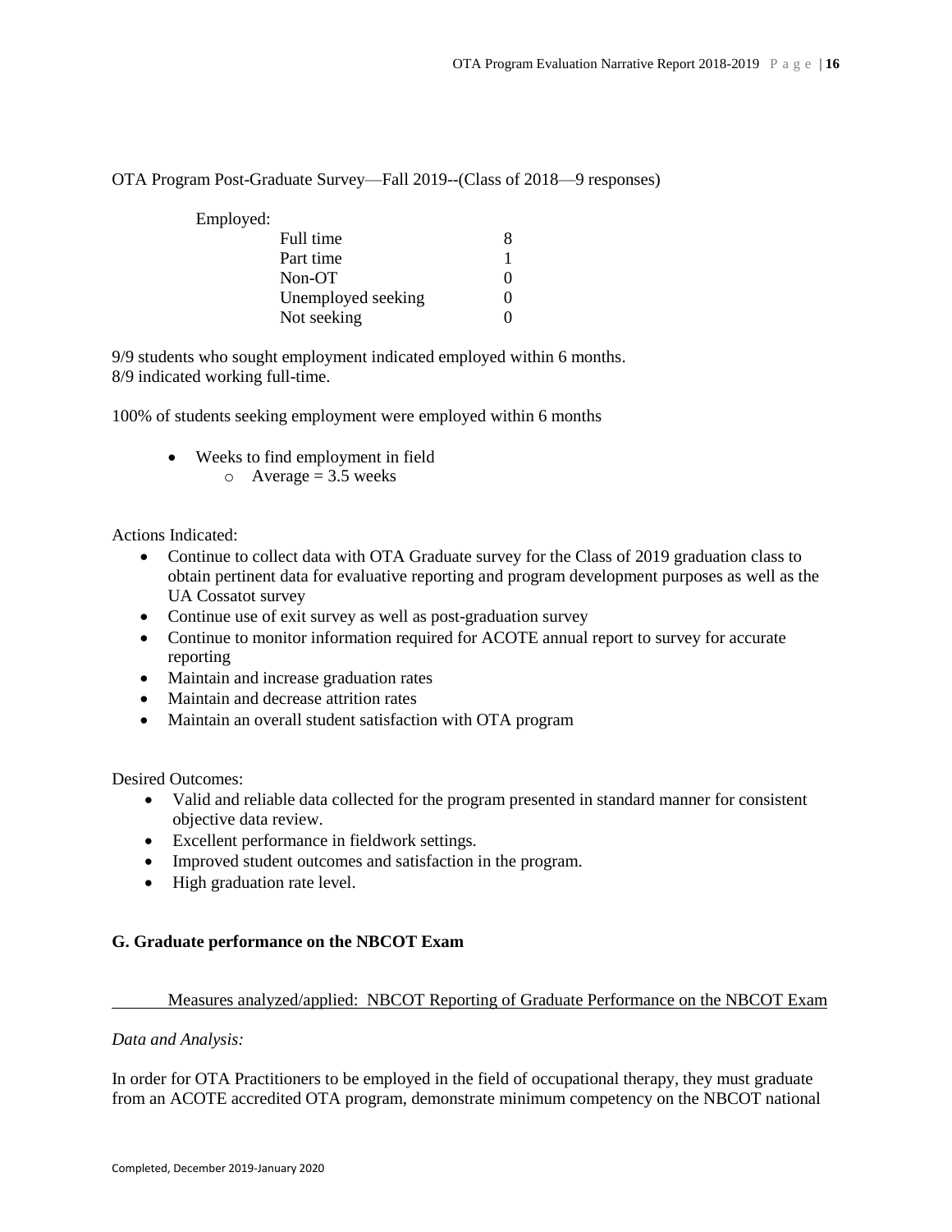OTA Program Post-Graduate Survey—Fall 2019--(Class of 2018—9 responses)

Employed:

| | |
|---|---|
| Full time | 8 |
| Part time | 1 |
| Non-OT | 0 |
| Unemployed seeking | 0 |
| Not seeking | 0 |

9/9 students who sought employment indicated employed within 6 months.
8/9 indicated working full-time.

100% of students seeking employment were employed within 6 months

- Weeks to find employment in field
  - Average = 3.5 weeks

Actions Indicated:

- Continue to collect data with OTA Graduate survey for the Class of 2019 graduation class to obtain pertinent data for evaluative reporting and program development purposes as well as the UA Cossatot survey
- Continue use of exit survey as well as post-graduation survey
- Continue to monitor information required for ACOTE annual report to survey for accurate reporting
- Maintain and increase graduation rates
- Maintain and decrease attrition rates
- Maintain an overall student satisfaction with OTA program

Desired Outcomes:

- Valid and reliable data collected for the program presented in standard manner for consistent objective data review.
- Excellent performance in fieldwork settings.
- Improved student outcomes and satisfaction in the program.
- High graduation rate level.

**G. Graduate performance on the NBCOT Exam**

Measures analyzed/applied: NBCOT Reporting of Graduate Performance on the NBCOT Exam

*Data and Analysis:*

In order for OTA Practitioners to be employed in the field of occupational therapy, they must graduate from an ACOTE accredited OTA program, demonstrate minimum competency on the NBCOT national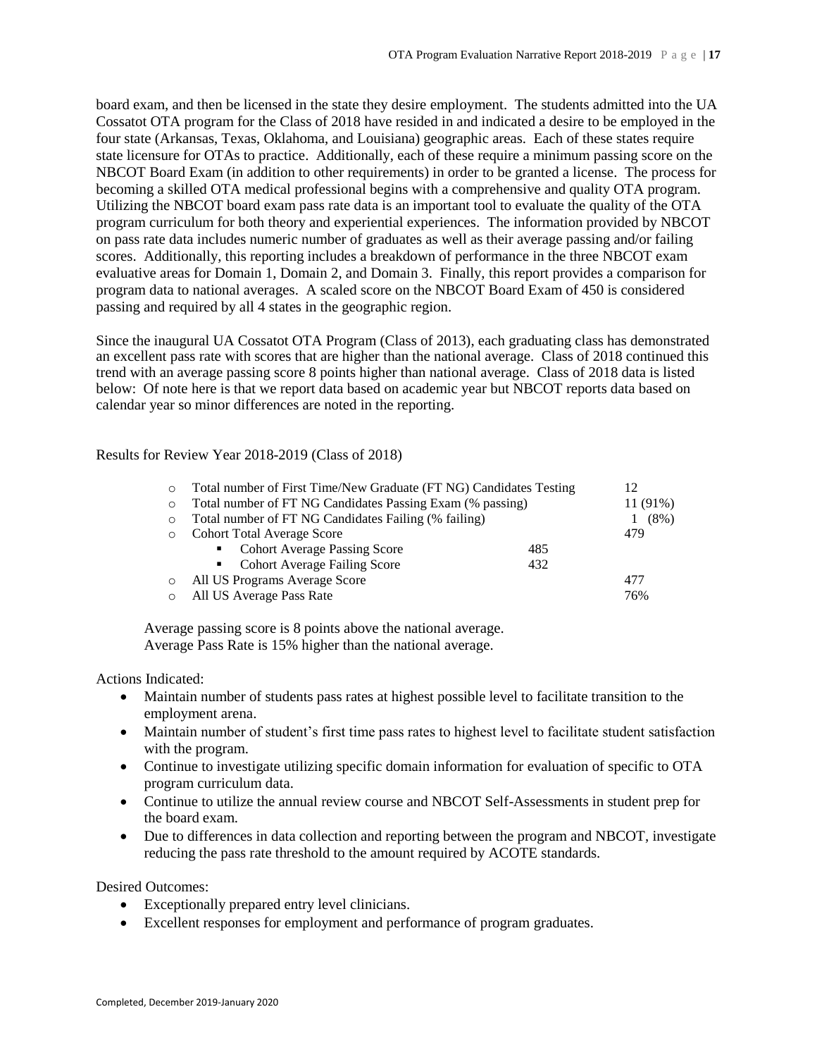board exam, and then be licensed in the state they desire employment. The students admitted into the UA Cossatot OTA program for the Class of 2018 have resided in and indicated a desire to be employed in the four state (Arkansas, Texas, Oklahoma, and Louisiana) geographic areas. Each of these states require state licensure for OTAs to practice. Additionally, each of these require a minimum passing score on the NBCOT Board Exam (in addition to other requirements) in order to be granted a license. The process for becoming a skilled OTA medical professional begins with a comprehensive and quality OTA program. Utilizing the NBCOT board exam pass rate data is an important tool to evaluate the quality of the OTA program curriculum for both theory and experiential experiences. The information provided by NBCOT on pass rate data includes numeric number of graduates as well as their average passing and/or failing scores. Additionally, this reporting includes a breakdown of performance in the three NBCOT exam evaluative areas for Domain 1, Domain 2, and Domain 3. Finally, this report provides a comparison for program data to national averages. A scaled score on the NBCOT Board Exam of 450 is considered passing and required by all 4 states in the geographic region.

Since the inaugural UA Cossatot OTA Program (Class of 2013), each graduating class has demonstrated an excellent pass rate with scores that are higher than the national average. Class of 2018 continued this trend with an average passing score 8 points higher than national average. Class of 2018 data is listed below: Of note here is that we report data based on academic year but NBCOT reports data based on calendar year so minor differences are noted in the reporting.

Results for Review Year 2018-2019 (Class of 2018)

| | | |
|---|---|---|
| Total number of First Time/New Graduate (FT NG) Candidates Testing | | 12 |
| Total number of FT NG Candidates Passing Exam (% passing) | | 11 (91%) |
| Total number of FT NG Candidates Failing (% failing) | | 1 (8%) |
| Cohort Total Average Score | | 479 |
| ▪ Cohort Average Passing Score | 485 | |
| ▪ Cohort Average Failing Score | 432 | |
| All US Programs Average Score | | 477 |
| All US Average Pass Rate | | 76% |

Average passing score is 8 points above the national average.
Average Pass Rate is 15% higher than the national average.

Actions Indicated:

- Maintain number of students pass rates at highest possible level to facilitate transition to the employment arena.
- Maintain number of student's first time pass rates to highest level to facilitate student satisfaction with the program.
- Continue to investigate utilizing specific domain information for evaluation of specific to OTA program curriculum data.
- Continue to utilize the annual review course and NBCOT Self-Assessments in student prep for the board exam.
- Due to differences in data collection and reporting between the program and NBCOT, investigate reducing the pass rate threshold to the amount required by ACOTE standards.

Desired Outcomes:

- Exceptionally prepared entry level clinicians.
- Excellent responses for employment and performance of program graduates.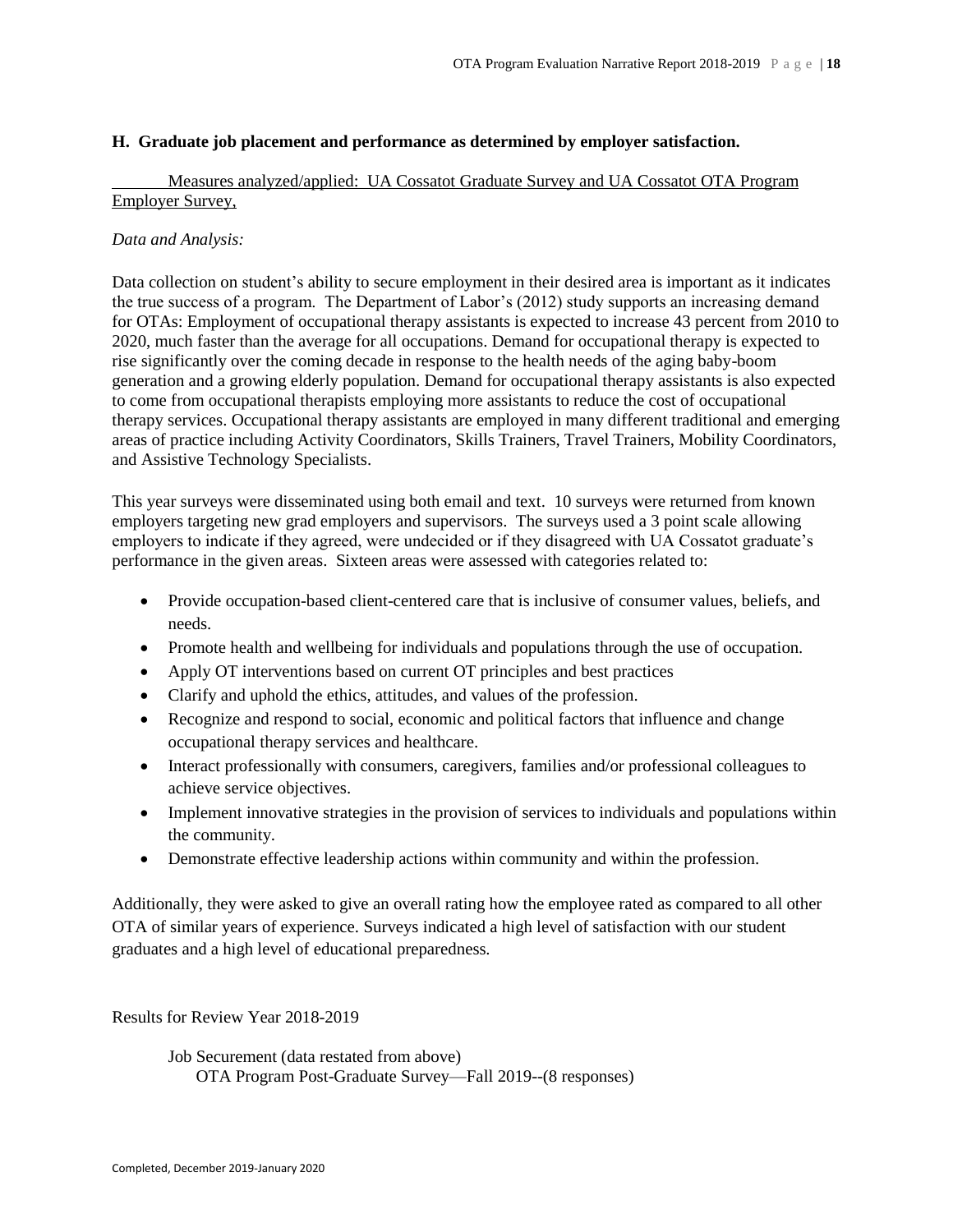### H. Graduate job placement and performance as determined by employer satisfaction.

Measures analyzed/applied: UA Cossatot Graduate Survey and UA Cossatot OTA Program Employer Survey,

*Data and Analysis:*

Data collection on student's ability to secure employment in their desired area is important as it indicates the true success of a program. The Department of Labor's (2012) study supports an increasing demand for OTAs: Employment of occupational therapy assistants is expected to increase 43 percent from 2010 to 2020, much faster than the average for all occupations. Demand for occupational therapy is expected to rise significantly over the coming decade in response to the health needs of the aging baby-boom generation and a growing elderly population. Demand for occupational therapy assistants is also expected to come from occupational therapists employing more assistants to reduce the cost of occupational therapy services. Occupational therapy assistants are employed in many different traditional and emerging areas of practice including Activity Coordinators, Skills Trainers, Travel Trainers, Mobility Coordinators, and Assistive Technology Specialists.

This year surveys were disseminated using both email and text. 10 surveys were returned from known employers targeting new grad employers and supervisors. The surveys used a 3 point scale allowing employers to indicate if they agreed, were undecided or if they disagreed with UA Cossatot graduate's performance in the given areas. Sixteen areas were assessed with categories related to:

- Provide occupation-based client-centered care that is inclusive of consumer values, beliefs, and needs.
- Promote health and wellbeing for individuals and populations through the use of occupation.
- Apply OT interventions based on current OT principles and best practices
- Clarify and uphold the ethics, attitudes, and values of the profession.
- Recognize and respond to social, economic and political factors that influence and change occupational therapy services and healthcare.
- Interact professionally with consumers, caregivers, families and/or professional colleagues to achieve service objectives.
- Implement innovative strategies in the provision of services to individuals and populations within the community.
- Demonstrate effective leadership actions within community and within the profession.

Additionally, they were asked to give an overall rating how the employee rated as compared to all other OTA of similar years of experience. Surveys indicated a high level of satisfaction with our student graduates and a high level of educational preparedness.

Results for Review Year 2018-2019

Job Securement (data restated from above)
OTA Program Post-Graduate Survey—Fall 2019--(8 responses)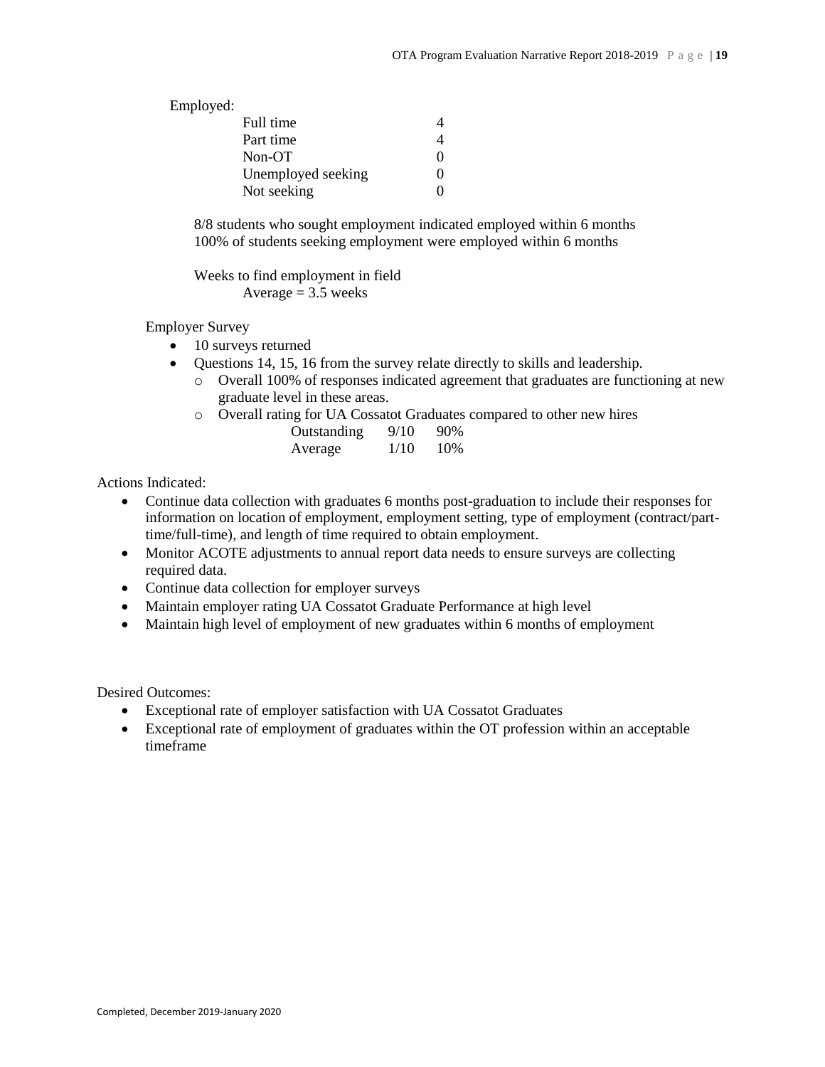Employed:

| | |
|---|---|
| Full time | 4 |
| Part time | 4 |
| Non-OT | 0 |
| Unemployed seeking | 0 |
| Not seeking | 0 |

8/8 students who sought employment indicated employed within 6 months
100% of students seeking employment were employed within 6 months

Weeks to find employment in field
Average = 3.5 weeks

Employer Survey

- 10 surveys returned
- Questions 14, 15, 16 from the survey relate directly to skills and leadership.
  - Overall 100% of responses indicated agreement that graduates are functioning at new graduate level in these areas.
  - Overall rating for UA Cossatot Graduates compared to other new hires

| | | |
|---|---|---|
| Outstanding | 9/10 | 90% |
| Average | 1/10 | 10% |

Actions Indicated:

- Continue data collection with graduates 6 months post-graduation to include their responses for information on location of employment, employment setting, type of employment (contract/part-time/full-time), and length of time required to obtain employment.
- Monitor ACOTE adjustments to annual report data needs to ensure surveys are collecting required data.
- Continue data collection for employer surveys
- Maintain employer rating UA Cossatot Graduate Performance at high level
- Maintain high level of employment of new graduates within 6 months of employment

Desired Outcomes:

- Exceptional rate of employer satisfaction with UA Cossatot Graduates
- Exceptional rate of employment of graduates within the OT profession within an acceptable timeframe